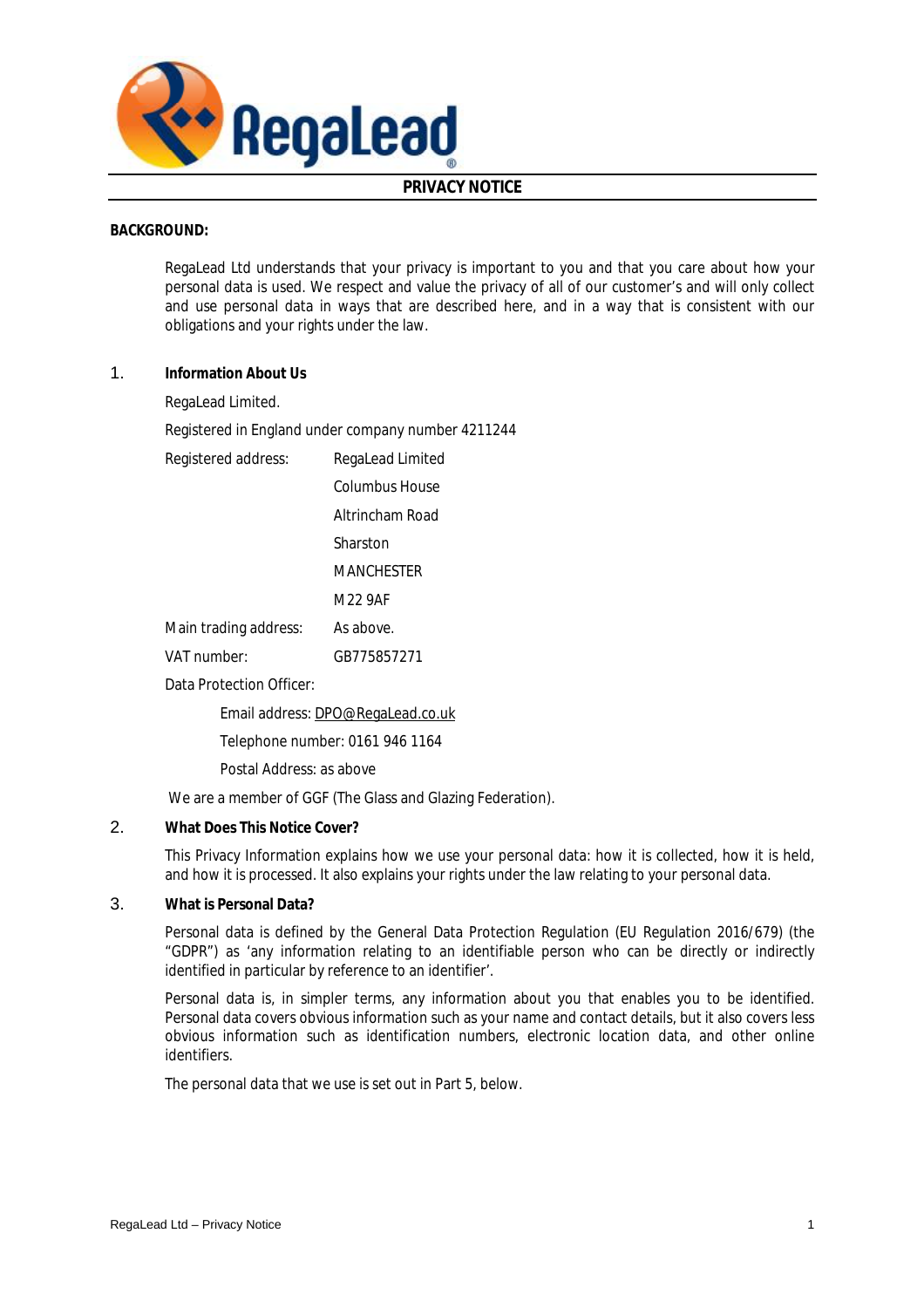RegaLead

# PRIVACY NOTICE

**BACKGROUND:**

RegaLead Ltd understands that your privacy is important to you and that you care about how your personal data is used. We respect and value the privacy of all of our customer's and will only collect and use personal data in ways that are described here, and in a way that is consistent with our obligations and your rights under the law.

## 1. Information About Us

RegaLead Limited.

Registered in England under company number 4211244

| | |
|---|---|
| Registered address: | RegaLead Limited<br>Columbus House<br>Altrincham Road<br>Sharston<br>MANCHESTER<br>M22 9AF |
| Main trading address: | As above. |
| VAT number: | GB775857271 |

Data Protection Officer:

Email address: DPO@RegaLead.co.uk

Telephone number: 0161 946 1164

Postal Address: as above

We are a member of GGF (The Glass and Glazing Federation).

## 2. What Does This Notice Cover?

This Privacy Information explains how we use your personal data: how it is collected, how it is held, and how it is processed. It also explains your rights under the law relating to your personal data.

## 3. What is Personal Data?

Personal data is defined by the General Data Protection Regulation (EU Regulation 2016/679) (the "GDPR") as 'any information relating to an identifiable person who can be directly or indirectly identified in particular by reference to an identifier'.

Personal data is, in simpler terms, any information about you that enables you to be identified. Personal data covers obvious information such as your name and contact details, but it also covers less obvious information such as identification numbers, electronic location data, and other online identifiers.

The personal data that we use is set out in Part 5, below.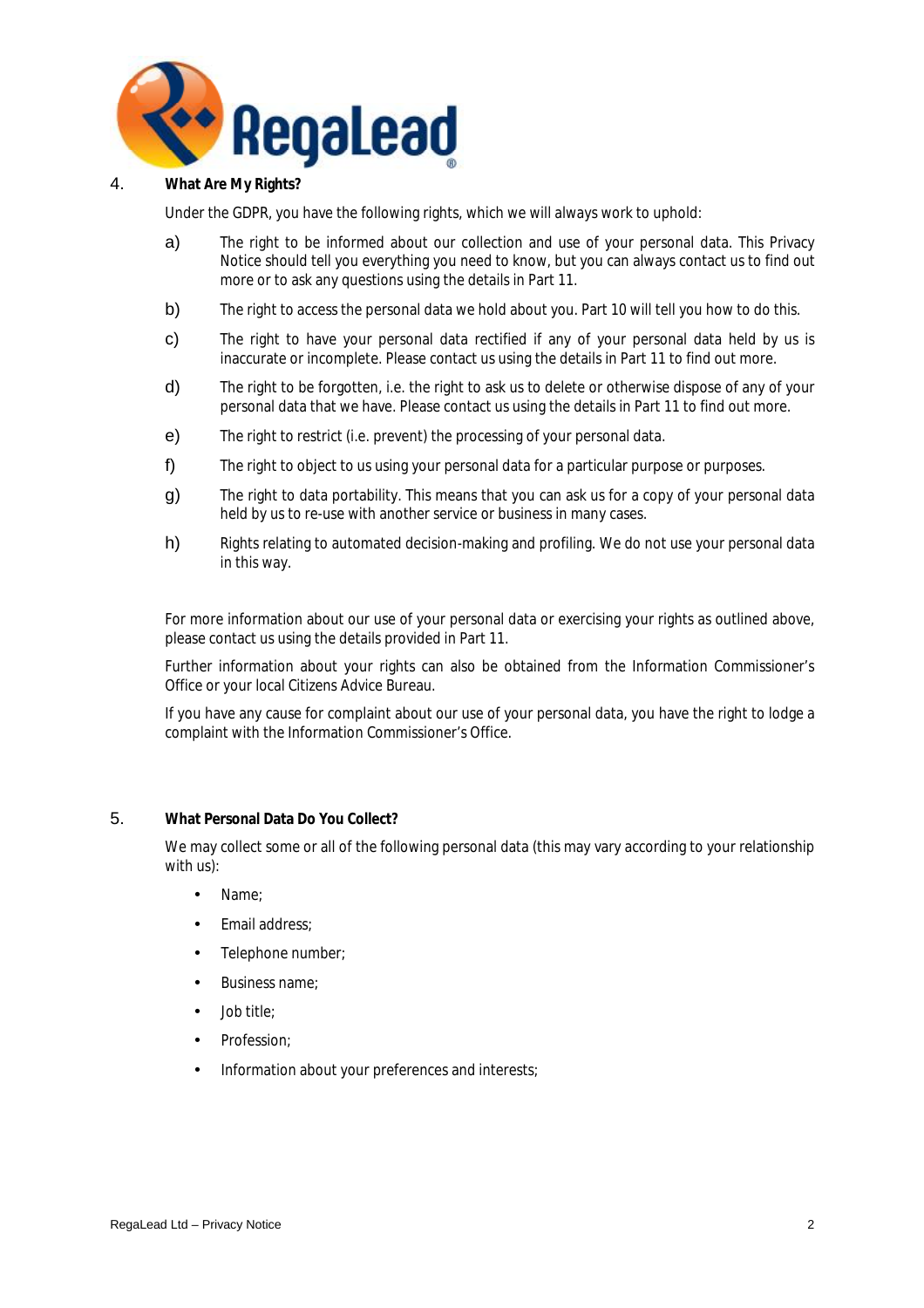## 4. What Are My Rights?

Under the GDPR, you have the following rights, which we will always work to uphold:

a) The right to be informed about our collection and use of your personal data. This Privacy Notice should tell you everything you need to know, but you can always contact us to find out more or to ask any questions using the details in Part 11.

b) The right to access the personal data we hold about you. Part 10 will tell you how to do this.

c) The right to have your personal data rectified if any of your personal data held by us is inaccurate or incomplete. Please contact us using the details in Part 11 to find out more.

d) The right to be forgotten, i.e. the right to ask us to delete or otherwise dispose of any of your personal data that we have. Please contact us using the details in Part 11 to find out more.

e) The right to restrict (i.e. prevent) the processing of your personal data.

f) The right to object to us using your personal data for a particular purpose or purposes.

g) The right to data portability. This means that you can ask us for a copy of your personal data held by us to re-use with another service or business in many cases.

h) Rights relating to automated decision-making and profiling. We do not use your personal data in this way.

For more information about our use of your personal data or exercising your rights as outlined above, please contact us using the details provided in Part 11.

Further information about your rights can also be obtained from the Information Commissioner's Office or your local Citizens Advice Bureau.

If you have any cause for complaint about our use of your personal data, you have the right to lodge a complaint with the Information Commissioner's Office.

## 5. What Personal Data Do You Collect?

We may collect some or all of the following personal data (this may vary according to your relationship with us):

- Name;
- Email address;
- Telephone number;
- Business name;
- Job title;
- Profession;
- Information about your preferences and interests;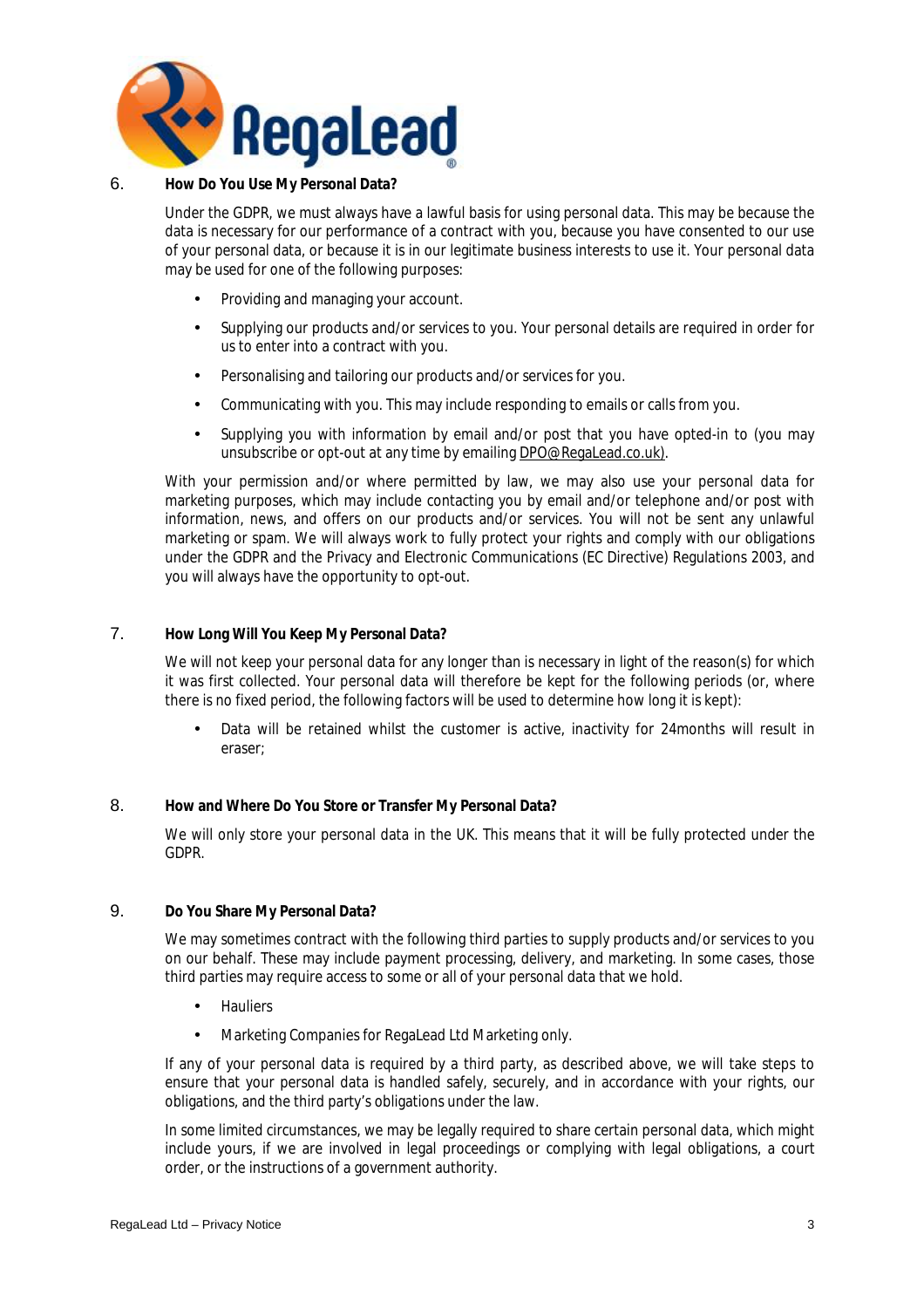## 6. How Do You Use My Personal Data?

Under the GDPR, we must always have a lawful basis for using personal data. This may be because the data is necessary for our performance of a contract with you, because you have consented to our use of your personal data, or because it is in our legitimate business interests to use it. Your personal data may be used for one of the following purposes:

- Providing and managing your account.
- Supplying our products and/or services to you. Your personal details are required in order for us to enter into a contract with you.
- Personalising and tailoring our products and/or services for you.
- Communicating with you. This may include responding to emails or calls from you.
- Supplying you with information by email and/or post that you have opted-in to (you may unsubscribe or opt-out at any time by emailing DPO@RegaLead.co.uk).

With your permission and/or where permitted by law, we may also use your personal data for marketing purposes, which may include contacting you by email and/or telephone and/or post with information, news, and offers on our products and/or services. You will not be sent any unlawful marketing or spam. We will always work to fully protect your rights and comply with our obligations under the GDPR and the Privacy and Electronic Communications (EC Directive) Regulations 2003, and you will always have the opportunity to opt-out.

## 7. How Long Will You Keep My Personal Data?

We will not keep your personal data for any longer than is necessary in light of the reason(s) for which it was first collected. Your personal data will therefore be kept for the following periods (or, where there is no fixed period, the following factors will be used to determine how long it is kept):

- Data will be retained whilst the customer is active, inactivity for 24months will result in eraser;

## 8. How and Where Do You Store or Transfer My Personal Data?

We will only store your personal data in the UK. This means that it will be fully protected under the GDPR.

## 9. Do You Share My Personal Data?

We may sometimes contract with the following third parties to supply products and/or services to you on our behalf. These may include payment processing, delivery, and marketing. In some cases, those third parties may require access to some or all of your personal data that we hold.

- Hauliers
- Marketing Companies for RegaLead Ltd Marketing only.

If any of your personal data is required by a third party, as described above, we will take steps to ensure that your personal data is handled safely, securely, and in accordance with your rights, our obligations, and the third party's obligations under the law.

In some limited circumstances, we may be legally required to share certain personal data, which might include yours, if we are involved in legal proceedings or complying with legal obligations, a court order, or the instructions of a government authority.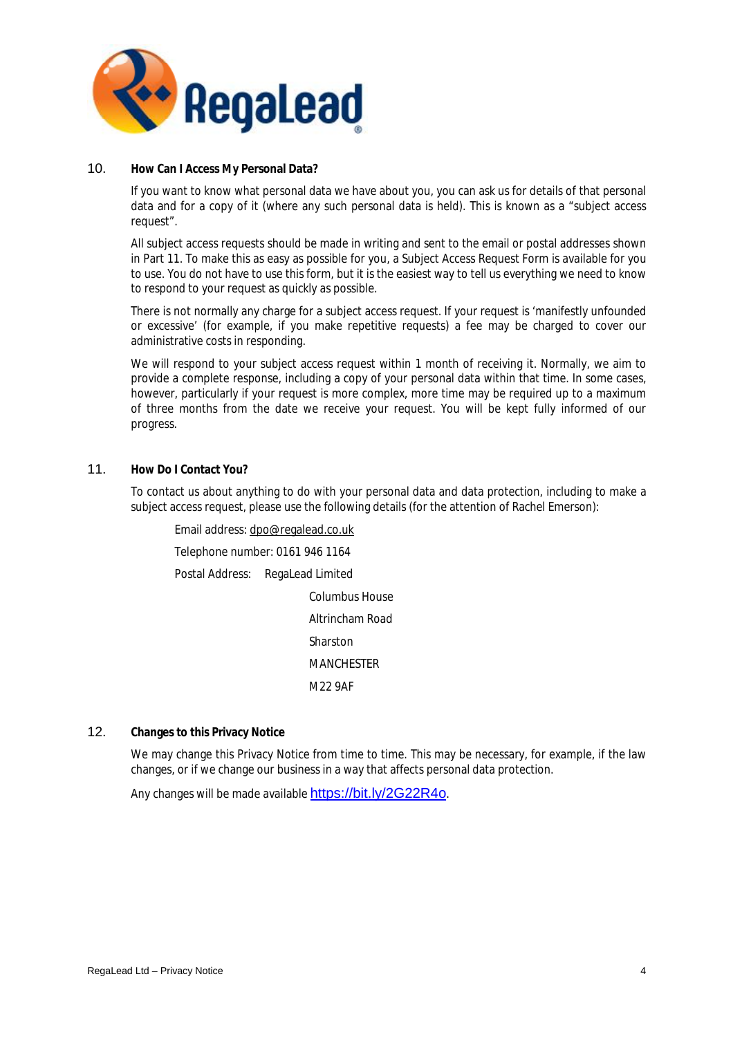## 10. How Can I Access My Personal Data?

If you want to know what personal data we have about you, you can ask us for details of that personal data and for a copy of it (where any such personal data is held). This is known as a "subject access request".

All subject access requests should be made in writing and sent to the email or postal addresses shown in Part 11. To make this as easy as possible for you, a Subject Access Request Form is available for you to use. You do not have to use this form, but it is the easiest way to tell us everything we need to know to respond to your request as quickly as possible.

There is not normally any charge for a subject access request. If your request is 'manifestly unfounded or excessive' (for example, if you make repetitive requests) a fee may be charged to cover our administrative costs in responding.

We will respond to your subject access request within 1 month of receiving it. Normally, we aim to provide a complete response, including a copy of your personal data within that time. In some cases, however, particularly if your request is more complex, more time may be required up to a maximum of three months from the date we receive your request. You will be kept fully informed of our progress.

## 11. How Do I Contact You?

To contact us about anything to do with your personal data and data protection, including to make a subject access request, please use the following details (for the attention of Rachel Emerson):

Email address: dpo@regalead.co.uk

Telephone number: 0161 946 1164

Postal Address: RegaLead Limited
Columbus House
Altrincham Road
Sharston
MANCHESTER
M22 9AF

## 12. Changes to this Privacy Notice

We may change this Privacy Notice from time to time. This may be necessary, for example, if the law changes, or if we change our business in a way that affects personal data protection.

Any changes will be made available https://bit.ly/2G22R4o.